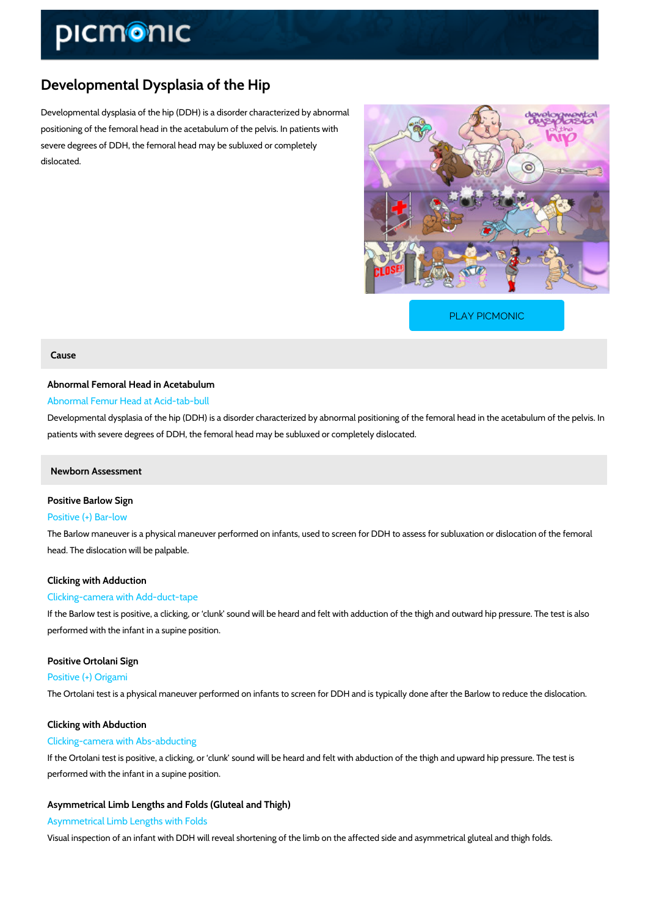# Developmental Dysplasia of the Hip

Developmental dysplasia of the hip (DDH) is a disorder characterized by abnormal positioning of the femoral head in the acetabulum of the pelvis. In patients with severe degrees of DDH, the femoral head may be subluxed or completely dislocated.

PLAY PICMONIC

## Cause

### Abnormal Femoral Head in Acetabulum

Abnormal Femur Head at Acid-tab-bull

Developmental dysplasia of the hip (DDH) is a disorder characterized by abnormal positioning of the femoral head in the acetabulum of the pelvis. In patients with severe degrees of DDH, the femoral head may be subluxed or completely dislocated.

## Newborn Assessment

### Positive Barlow Sign

Positive (+) Bar-low

The Barlow maneuver is a physical maneuver performed on infants, used to screen for DDH to assess for subluxation or dislocation of the femoral head. The dislocation will be palpable.

### Clicking with Adduction

Clicking-camera with Add-duct-tape

If the Barlow test is positive, a clicking, or 'clunk' sound will be heard and felt with adduction of the thigh and outward hip pressure. The test is also performed with the infant in a supine position.

### Positive Ortolani Sign

Positive (+) Origami

The Ortolani test is a physical maneuver performed on infants to screen for DDH and is typically done after the Barlow to reduce the dislocation.

### Clicking with Abduction

Clicking-camera with Abs-abducting

If the Ortolani test is positive, a clicking, or 'clunk' sound will be heard and felt with abduction of the thigh and upward hip pressure. The test is performed with the infant in a supine position.

### Asymmetrical Limb Lengths and Folds (Gluteal and Thigh)

Asymmetrical Limb Lengths with Folds

Visual inspection of an infant with DDH will reveal shortening of the limb on the affected side and asymmetrical gluteal and thigh folds.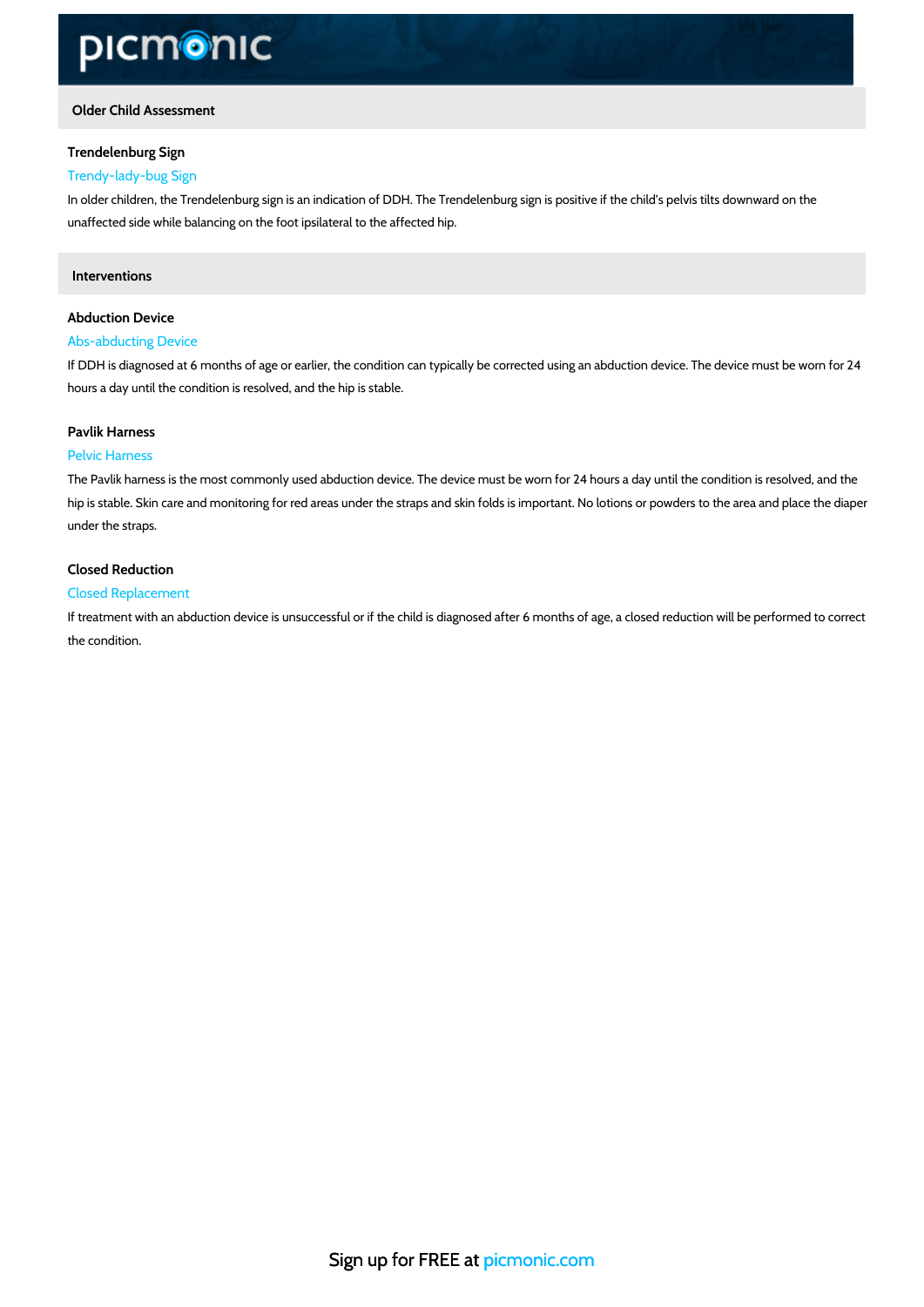## Older Child Assessment

### Trendelenburg Sign

Trendy-lady-bug Sign

In older children, the Trendelenburg sign is an indication of DDH. The Trendelenburg sign is positive if the child's pelvis tilts downward on the unaffected side while balancing on the foot ipsilateral to the affected hip.

## Interventions

### Abduction Device

Abs-abducting Device

If DDH is diagnosed at 6 months of age or earlier, the condition can typically be corrected using an abduction device. The device must be worn for 24 hours a day until the condition is resolved, and the hip is stable.

### Pavlik Harness

Pelvic Harness

The Pavlik harness is the most commonly used abduction device. The device must be worn for 24 hours a day until the condition is resolved, and the hip is stable. Skin care and monitoring for red areas under the straps and skin folds is important. No lotions or powders to the area and place the diaper under the straps.

### Closed Reduction

Closed Replacement

If treatment with an abduction device is unsuccessful or if the child is diagnosed after 6 months of age, a closed reduction will be performed to correct the condition.